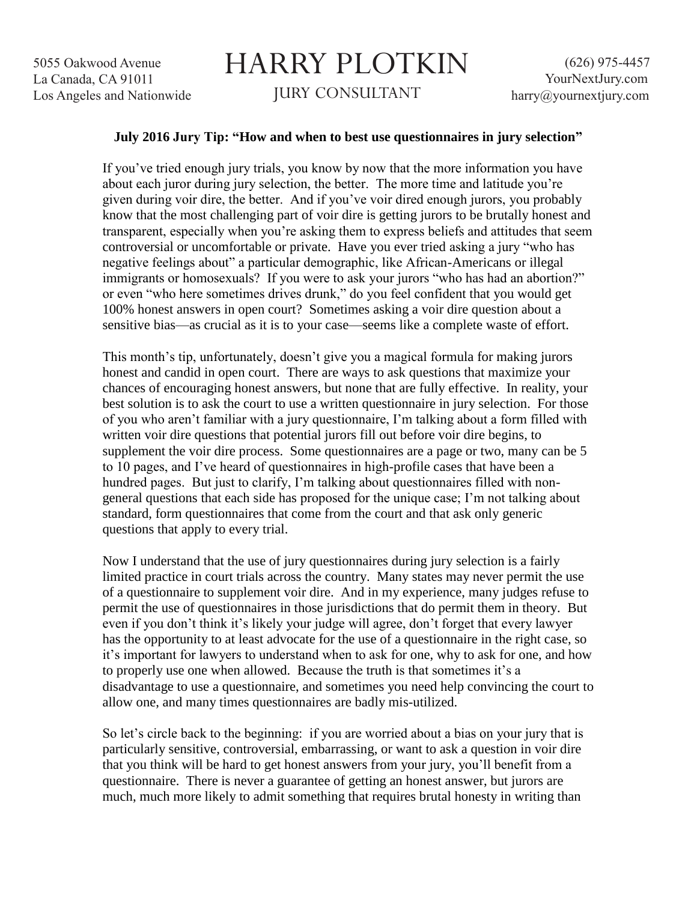# HARRY PLOTKIN

JURY CONSULTANT

5055 Oakwood Avenue
La Canada, CA 91011
Los Angeles and Nationwide

(626) 975-4457
YourNextJury.com
harry@yournextjury.com

**July 2016 Jury Tip: "How and when to best use questionnaires in jury selection"**

If you've tried enough jury trials, you know by now that the more information you have about each juror during jury selection, the better. The more time and latitude you're given during voir dire, the better. And if you've voir dired enough jurors, you probably know that the most challenging part of voir dire is getting jurors to be brutally honest and transparent, especially when you're asking them to express beliefs and attitudes that seem controversial or uncomfortable or private. Have you ever tried asking a jury "who has negative feelings about" a particular demographic, like African-Americans or illegal immigrants or homosexuals? If you were to ask your jurors "who has had an abortion?" or even "who here sometimes drives drunk," do you feel confident that you would get 100% honest answers in open court? Sometimes asking a voir dire question about a sensitive bias—as crucial as it is to your case—seems like a complete waste of effort.

This month's tip, unfortunately, doesn't give you a magical formula for making jurors honest and candid in open court. There are ways to ask questions that maximize your chances of encouraging honest answers, but none that are fully effective. In reality, your best solution is to ask the court to use a written questionnaire in jury selection. For those of you who aren't familiar with a jury questionnaire, I'm talking about a form filled with written voir dire questions that potential jurors fill out before voir dire begins, to supplement the voir dire process. Some questionnaires are a page or two, many can be 5 to 10 pages, and I've heard of questionnaires in high-profile cases that have been a hundred pages. But just to clarify, I'm talking about questionnaires filled with non-general questions that each side has proposed for the unique case; I'm not talking about standard, form questionnaires that come from the court and that ask only generic questions that apply to every trial.

Now I understand that the use of jury questionnaires during jury selection is a fairly limited practice in court trials across the country. Many states may never permit the use of a questionnaire to supplement voir dire. And in my experience, many judges refuse to permit the use of questionnaires in those jurisdictions that do permit them in theory. But even if you don't think it's likely your judge will agree, don't forget that every lawyer has the opportunity to at least advocate for the use of a questionnaire in the right case, so it's important for lawyers to understand when to ask for one, why to ask for one, and how to properly use one when allowed. Because the truth is that sometimes it's a disadvantage to use a questionnaire, and sometimes you need help convincing the court to allow one, and many times questionnaires are badly mis-utilized.

So let's circle back to the beginning: if you are worried about a bias on your jury that is particularly sensitive, controversial, embarrassing, or want to ask a question in voir dire that you think will be hard to get honest answers from your jury, you'll benefit from a questionnaire. There is never a guarantee of getting an honest answer, but jurors are much, much more likely to admit something that requires brutal honesty in writing than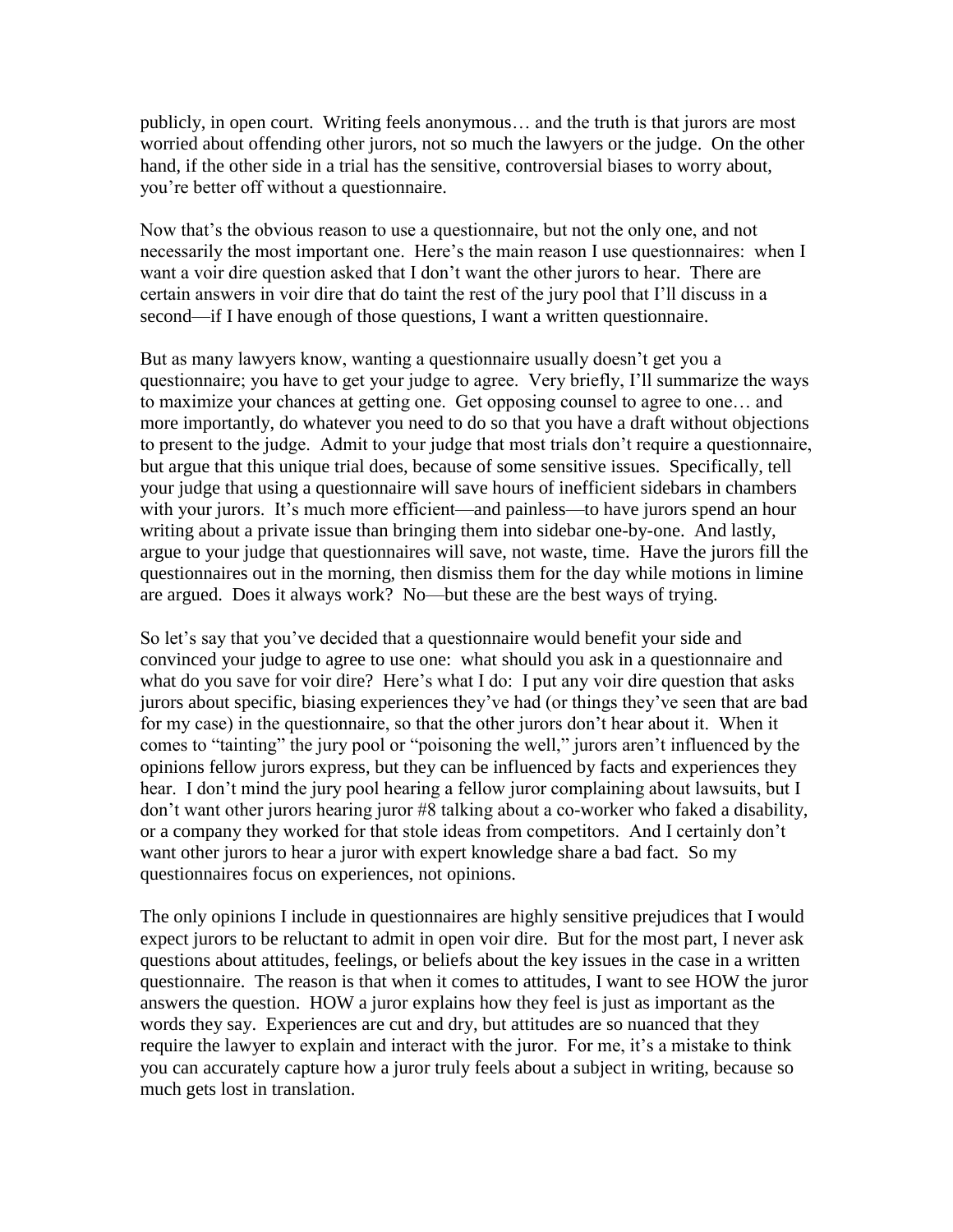publicly, in open court. Writing feels anonymous… and the truth is that jurors are most worried about offending other jurors, not so much the lawyers or the judge. On the other hand, if the other side in a trial has the sensitive, controversial biases to worry about, you're better off without a questionnaire.

Now that's the obvious reason to use a questionnaire, but not the only one, and not necessarily the most important one. Here's the main reason I use questionnaires: when I want a voir dire question asked that I don't want the other jurors to hear. There are certain answers in voir dire that do taint the rest of the jury pool that I'll discuss in a second—if I have enough of those questions, I want a written questionnaire.

But as many lawyers know, wanting a questionnaire usually doesn't get you a questionnaire; you have to get your judge to agree. Very briefly, I'll summarize the ways to maximize your chances at getting one. Get opposing counsel to agree to one… and more importantly, do whatever you need to do so that you have a draft without objections to present to the judge. Admit to your judge that most trials don't require a questionnaire, but argue that this unique trial does, because of some sensitive issues. Specifically, tell your judge that using a questionnaire will save hours of inefficient sidebars in chambers with your jurors. It's much more efficient—and painless—to have jurors spend an hour writing about a private issue than bringing them into sidebar one-by-one. And lastly, argue to your judge that questionnaires will save, not waste, time. Have the jurors fill the questionnaires out in the morning, then dismiss them for the day while motions in limine are argued. Does it always work? No—but these are the best ways of trying.

So let's say that you've decided that a questionnaire would benefit your side and convinced your judge to agree to use one: what should you ask in a questionnaire and what do you save for voir dire? Here's what I do: I put any voir dire question that asks jurors about specific, biasing experiences they've had (or things they've seen that are bad for my case) in the questionnaire, so that the other jurors don't hear about it. When it comes to "tainting" the jury pool or "poisoning the well," jurors aren't influenced by the opinions fellow jurors express, but they can be influenced by facts and experiences they hear. I don't mind the jury pool hearing a fellow juror complaining about lawsuits, but I don't want other jurors hearing juror #8 talking about a co-worker who faked a disability, or a company they worked for that stole ideas from competitors. And I certainly don't want other jurors to hear a juror with expert knowledge share a bad fact. So my questionnaires focus on experiences, not opinions.

The only opinions I include in questionnaires are highly sensitive prejudices that I would expect jurors to be reluctant to admit in open voir dire. But for the most part, I never ask questions about attitudes, feelings, or beliefs about the key issues in the case in a written questionnaire. The reason is that when it comes to attitudes, I want to see HOW the juror answers the question. HOW a juror explains how they feel is just as important as the words they say. Experiences are cut and dry, but attitudes are so nuanced that they require the lawyer to explain and interact with the juror. For me, it's a mistake to think you can accurately capture how a juror truly feels about a subject in writing, because so much gets lost in translation.